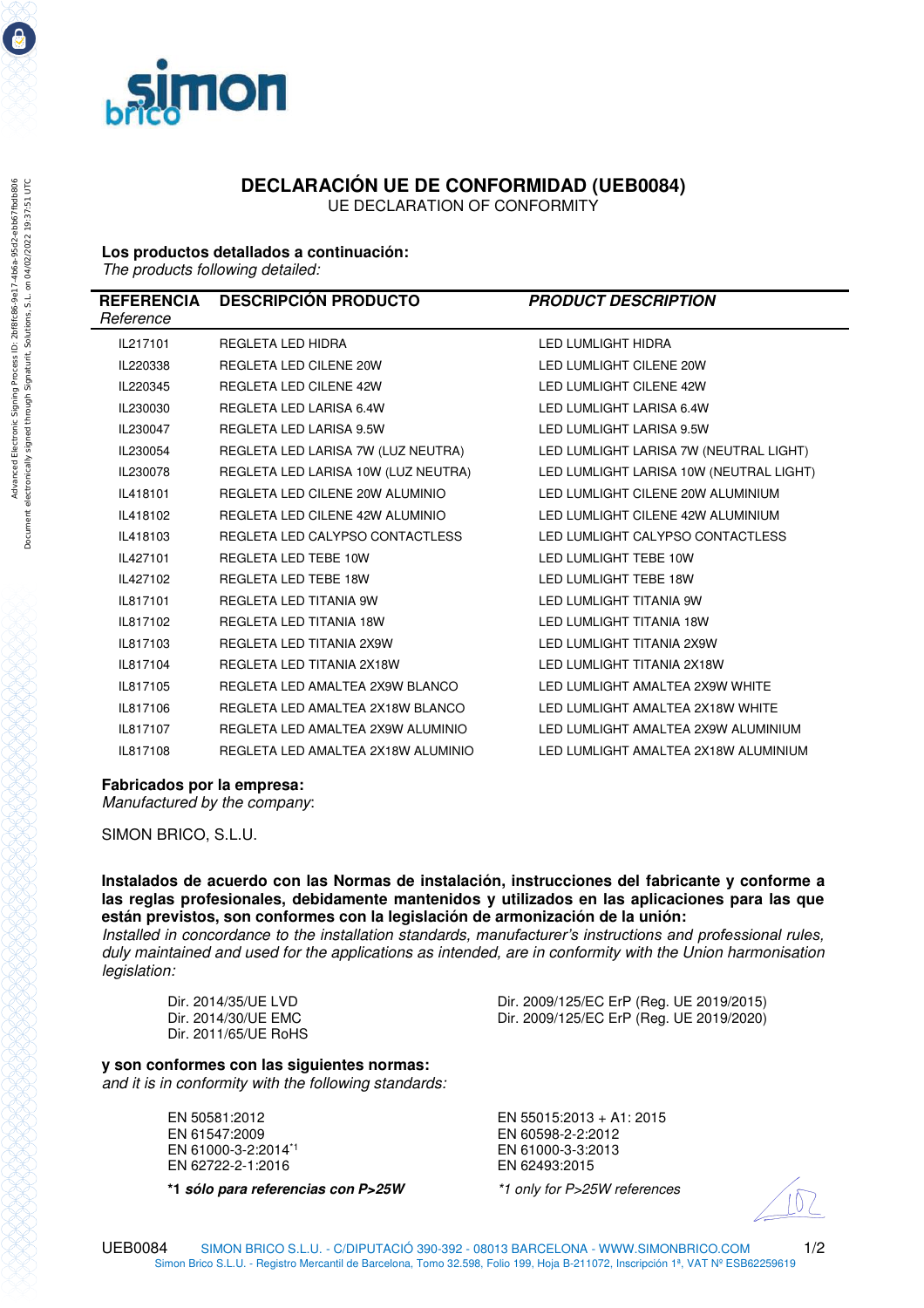# DECLARACIÓN UE DE CONFORMIDAD (UEB0084)

UE DECLARATION OF CONFORMITY

**Los productos detallados a continuación:**
*The products following detailed:*

| **REFERENCIA** *Reference* | **DESCRIPCIÓN PRODUCTO** | ***PRODUCT DESCRIPTION*** |
|---|---|---|
| IL217101 | REGLETA LED HIDRA | LED LUMLIGHT HIDRA |
| IL220338 | REGLETA LED CILENE 20W | LED LUMLIGHT CILENE 20W |
| IL220345 | REGLETA LED CILENE 42W | LED LUMLIGHT CILENE 42W |
| IL230030 | REGLETA LED LARISA 6.4W | LED LUMLIGHT LARISA 6.4W |
| IL230047 | REGLETA LED LARISA 9.5W | LED LUMLIGHT LARISA 9.5W |
| IL230054 | REGLETA LED LARISA 7W (LUZ NEUTRA) | LED LUMLIGHT LARISA 7W (NEUTRAL LIGHT) |
| IL230078 | REGLETA LED LARISA 10W (LUZ NEUTRA) | LED LUMLIGHT LARISA 10W (NEUTRAL LIGHT) |
| IL418101 | REGLETA LED CILENE 20W ALUMINIO | LED LUMLIGHT CILENE 20W ALUMINIUM |
| IL418102 | REGLETA LED CILENE 42W ALUMINIO | LED LUMLIGHT CILENE 42W ALUMINIUM |
| IL418103 | REGLETA LED CALYPSO CONTACTLESS | LED LUMLIGHT CALYPSO CONTACTLESS |
| IL427101 | REGLETA LED TEBE 10W | LED LUMLIGHT TEBE 10W |
| IL427102 | REGLETA LED TEBE 18W | LED LUMLIGHT TEBE 18W |
| IL817101 | REGLETA LED TITANIA 9W | LED LUMLIGHT TITANIA 9W |
| IL817102 | REGLETA LED TITANIA 18W | LED LUMLIGHT TITANIA 18W |
| IL817103 | REGLETA LED TITANIA 2X9W | LED LUMLIGHT TITANIA 2X9W |
| IL817104 | REGLETA LED TITANIA 2X18W | LED LUMLIGHT TITANIA 2X18W |
| IL817105 | REGLETA LED AMALTEA 2X9W BLANCO | LED LUMLIGHT AMALTEA 2X9W WHITE |
| IL817106 | REGLETA LED AMALTEA 2X18W BLANCO | LED LUMLIGHT AMALTEA 2X18W WHITE |
| IL817107 | REGLETA LED AMALTEA 2X9W ALUMINIO | LED LUMLIGHT AMALTEA 2X9W ALUMINIUM |
| IL817108 | REGLETA LED AMALTEA 2X18W ALUMINIO | LED LUMLIGHT AMALTEA 2X18W ALUMINIUM |

**Fabricados por la empresa:**
*Manufactured by the company*:

SIMON BRICO, S.L.U.

**Instalados de acuerdo con las Normas de instalación, instrucciones del fabricante y conforme a las reglas profesionales, debidamente mantenidos y utilizados en las aplicaciones para las que están previstos, son conformes con la legislación de armonización de la unión:**
*Installed in concordance to the installation standards, manufacturer's instructions and professional rules, duly maintained and used for the applications as intended, are in conformity with the Union harmonisation legislation:*

Dir. 2014/35/UE LVD
Dir. 2014/30/UE EMC
Dir. 2011/65/UE RoHS
Dir. 2009/125/EC ErP (Reg. UE 2019/2015)
Dir. 2009/125/EC ErP (Reg. UE 2019/2020)

**y son conformes con las siguientes normas:**
*and it is in conformity with the following standards:*

EN 50581:2012
EN 61547:2009
EN 61000-3-2:2014*1
EN 62722-2-1:2016
EN 55015:2013 + A1: 2015
EN 60598-2-2:2012
EN 61000-3-3:2013
EN 62493:2015

***1 sólo para referencias con P>25W**
*\*1 only for P>25W references*

UEB0084 SIMON BRICO S.L.U. - C/DIPUTACIÓ 390-392 - 08013 BARCELONA - WWW.SIMONBRICO.COM
Simon Brico S.L.U. - Registro Mercantil de Barcelona, Tomo 32.598, Folio 199, Hoja B-211072, Inscripción 1ª, VAT Nº ESB62259619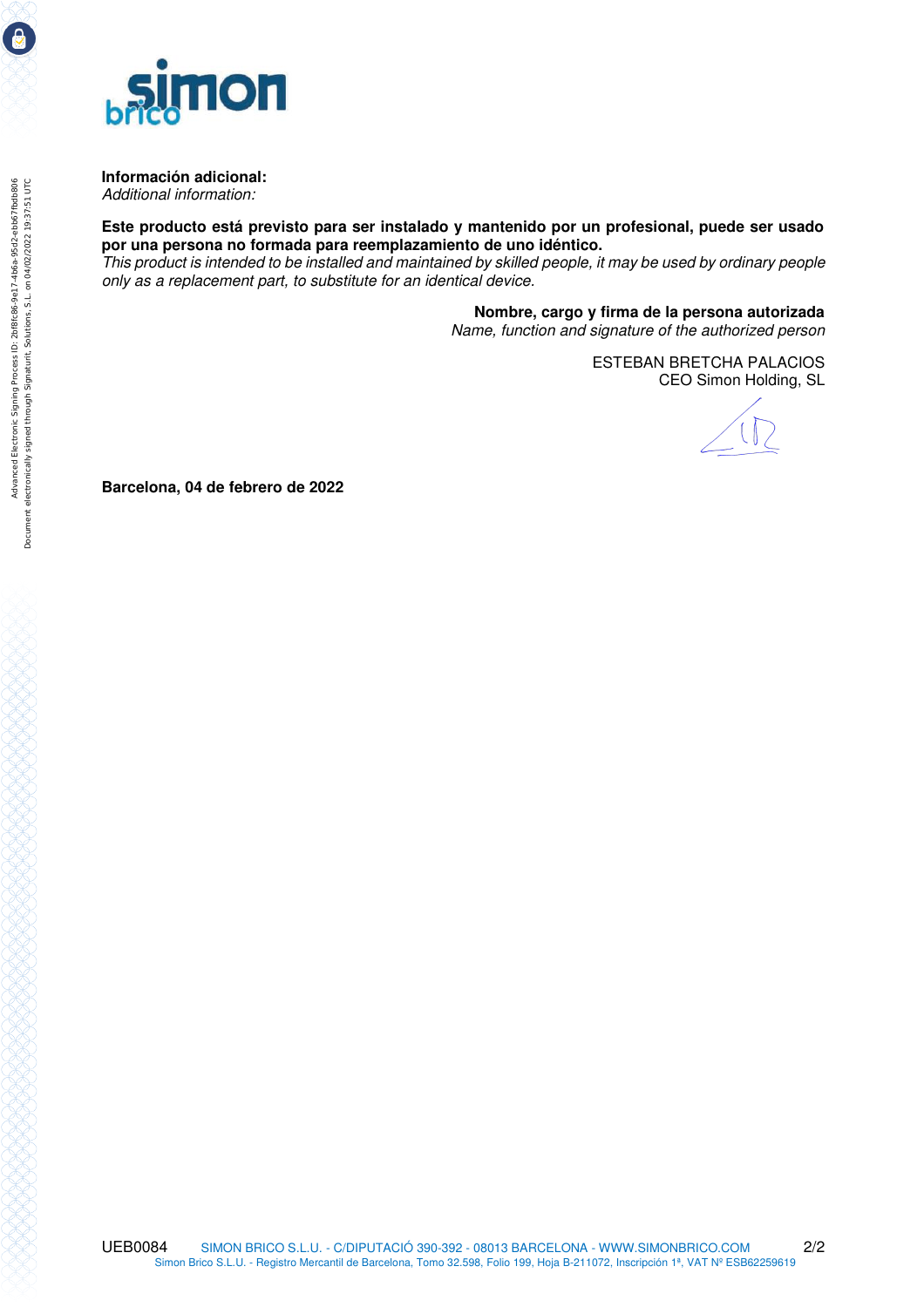**Información adicional:**
*Additional information:*

**Este producto está previsto para ser instalado y mantenido por un profesional, puede ser usado por una persona no formada para reemplazamiento de uno idéntico.**
*This product is intended to be installed and maintained by skilled people, it may be used by ordinary people only as a replacement part, to substitute for an identical device.*

**Nombre, cargo y firma de la persona autorizada**
*Name, function and signature of the authorized person*

ESTEBAN BRETCHA PALACIOS
CEO Simon Holding, SL

**Barcelona, 04 de febrero de 2022**

UEB0084 SIMON BRICO S.L.U. - C/DIPUTACIÓ 390-392 - 08013 BARCELONA - WWW.SIMONBRICO.COM
Simon Brico S.L.U. - Registro Mercantil de Barcelona, Tomo 32.598, Folio 199, Hoja B-211072, Inscripción 1ª, VAT Nº ESB62259619